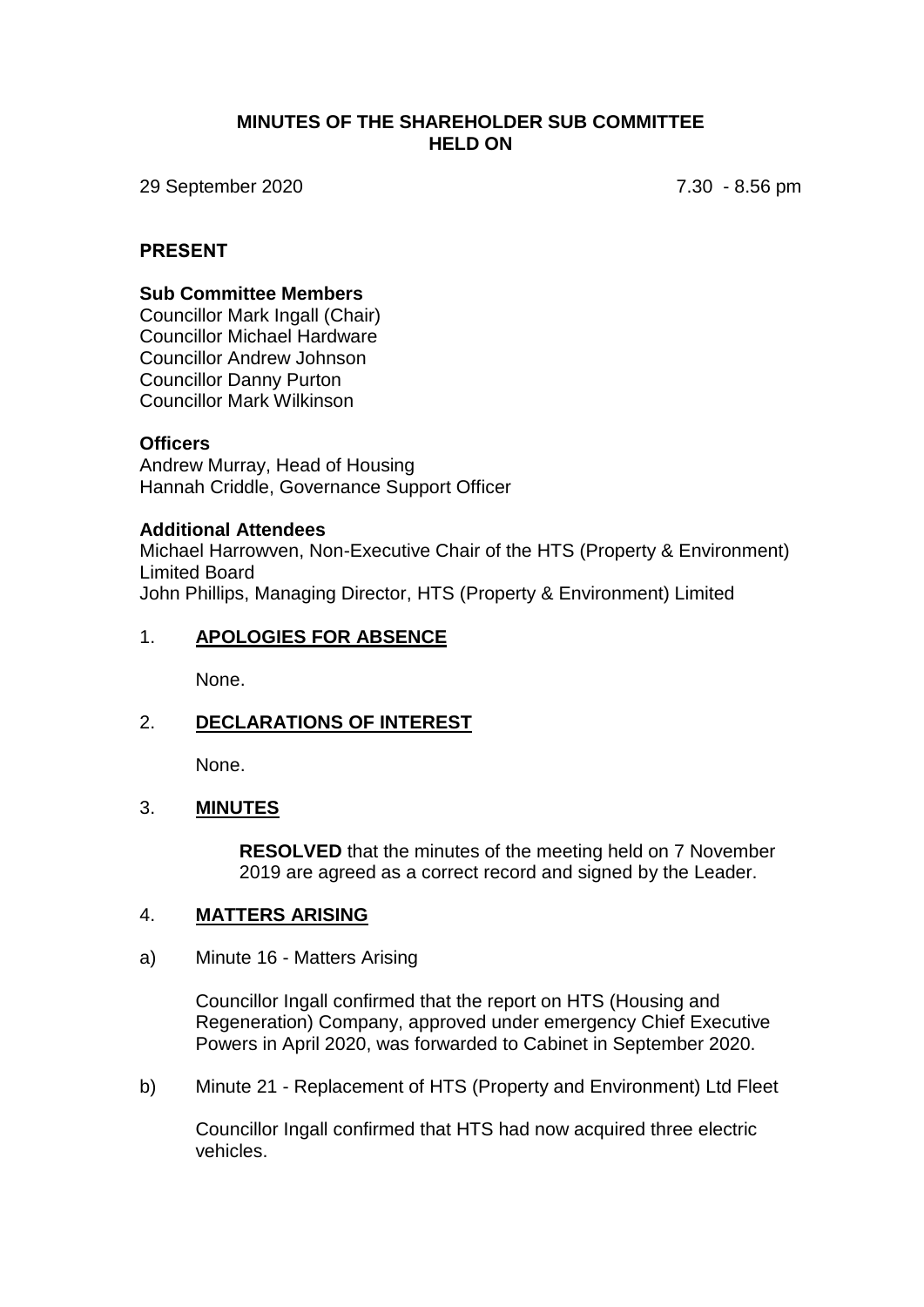# MINUTES OF THE SHAREHOLDER SUB COMMITTEE HELD ON

29 September 2020 7.30 - 8.56 pm

## PRESENT

**Sub Committee Members**
Councillor Mark Ingall (Chair)
Councillor Michael Hardware
Councillor Andrew Johnson
Councillor Danny Purton
Councillor Mark Wilkinson

**Officers**
Andrew Murray, Head of Housing
Hannah Criddle, Governance Support Officer

**Additional Attendees**
Michael Harrowven, Non-Executive Chair of the HTS (Property & Environment) Limited Board
John Phillips, Managing Director, HTS (Property & Environment) Limited

## 1. APOLOGIES FOR ABSENCE

None.

## 2. DECLARATIONS OF INTEREST

None.

## 3. MINUTES

**RESOLVED** that the minutes of the meeting held on 7 November 2019 are agreed as a correct record and signed by the Leader.

## 4. MATTERS ARISING

a) Minute 16 - Matters Arising

Councillor Ingall confirmed that the report on HTS (Housing and Regeneration) Company, approved under emergency Chief Executive Powers in April 2020, was forwarded to Cabinet in September 2020.

b) Minute 21 - Replacement of HTS (Property and Environment) Ltd Fleet

Councillor Ingall confirmed that HTS had now acquired three electric vehicles.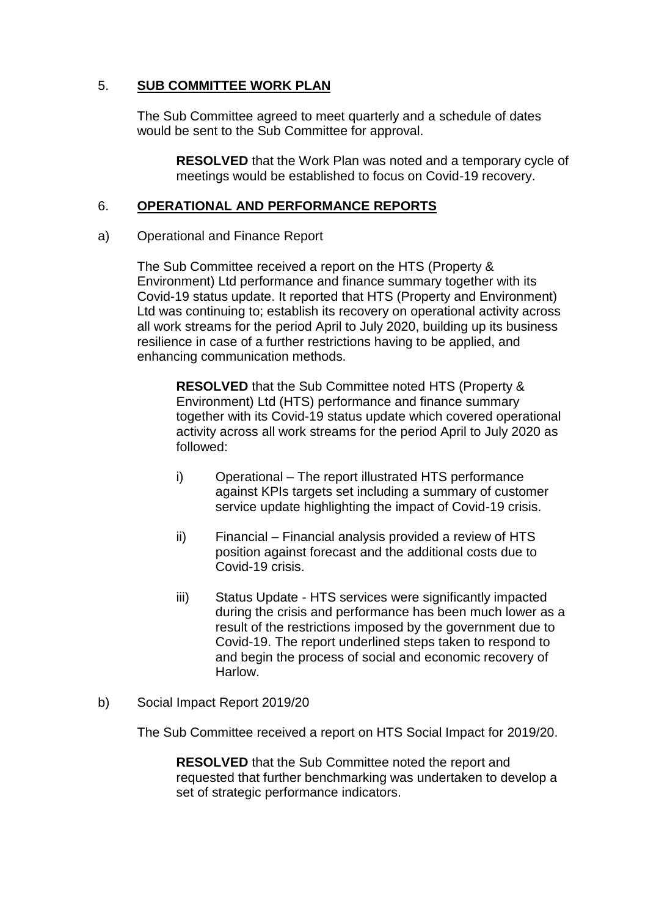## 5. **SUB COMMITTEE WORK PLAN**

The Sub Committee agreed to meet quarterly and a schedule of dates would be sent to the Sub Committee for approval.

> **RESOLVED** that the Work Plan was noted and a temporary cycle of meetings would be established to focus on Covid-19 recovery.

## 6. **OPERATIONAL AND PERFORMANCE REPORTS**

a) Operational and Finance Report

The Sub Committee received a report on the HTS (Property & Environment) Ltd performance and finance summary together with its Covid-19 status update. It reported that HTS (Property and Environment) Ltd was continuing to; establish its recovery on operational activity across all work streams for the period April to July 2020, building up its business resilience in case of a further restrictions having to be applied, and enhancing communication methods.

> **RESOLVED** that the Sub Committee noted HTS (Property & Environment) Ltd (HTS) performance and finance summary together with its Covid-19 status update which covered operational activity across all work streams for the period April to July 2020 as followed:
>
> i) Operational – The report illustrated HTS performance against KPIs targets set including a summary of customer service update highlighting the impact of Covid-19 crisis.
>
> ii) Financial – Financial analysis provided a review of HTS position against forecast and the additional costs due to Covid-19 crisis.
>
> iii) Status Update - HTS services were significantly impacted during the crisis and performance has been much lower as a result of the restrictions imposed by the government due to Covid-19. The report underlined steps taken to respond to and begin the process of social and economic recovery of Harlow.

b) Social Impact Report 2019/20

The Sub Committee received a report on HTS Social Impact for 2019/20.

> **RESOLVED** that the Sub Committee noted the report and requested that further benchmarking was undertaken to develop a set of strategic performance indicators.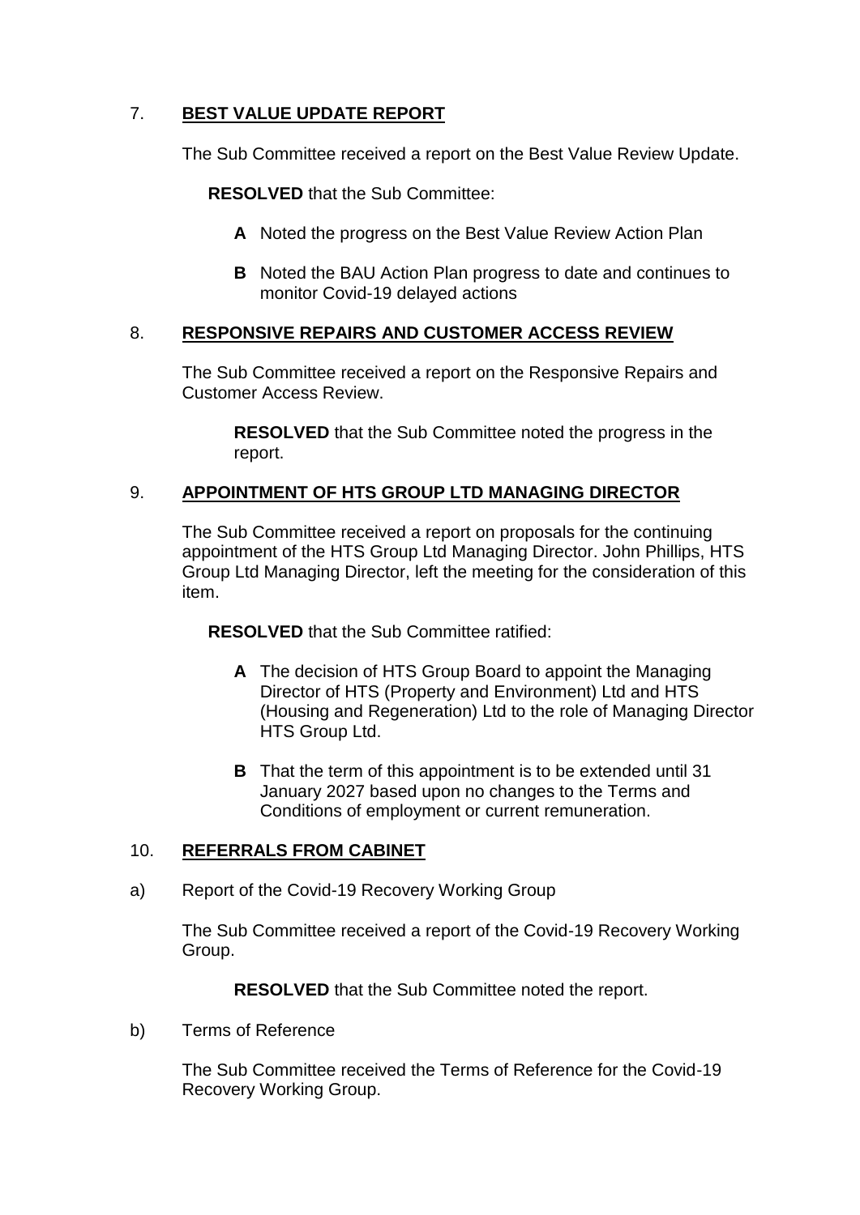## 7. BEST VALUE UPDATE REPORT

The Sub Committee received a report on the Best Value Review Update.

**RESOLVED** that the Sub Committee:

- **A** Noted the progress on the Best Value Review Action Plan
- **B** Noted the BAU Action Plan progress to date and continues to monitor Covid-19 delayed actions

## 8. RESPONSIVE REPAIRS AND CUSTOMER ACCESS REVIEW

The Sub Committee received a report on the Responsive Repairs and Customer Access Review.

**RESOLVED** that the Sub Committee noted the progress in the report.

## 9. APPOINTMENT OF HTS GROUP LTD MANAGING DIRECTOR

The Sub Committee received a report on proposals for the continuing appointment of the HTS Group Ltd Managing Director. John Phillips, HTS Group Ltd Managing Director, left the meeting for the consideration of this item.

**RESOLVED** that the Sub Committee ratified:

- **A** The decision of HTS Group Board to appoint the Managing Director of HTS (Property and Environment) Ltd and HTS (Housing and Regeneration) Ltd to the role of Managing Director HTS Group Ltd.
- **B** That the term of this appointment is to be extended until 31 January 2027 based upon no changes to the Terms and Conditions of employment or current remuneration.

## 10. REFERRALS FROM CABINET

a) Report of the Covid-19 Recovery Working Group

The Sub Committee received a report of the Covid-19 Recovery Working Group.

**RESOLVED** that the Sub Committee noted the report.

b) Terms of Reference

The Sub Committee received the Terms of Reference for the Covid-19 Recovery Working Group.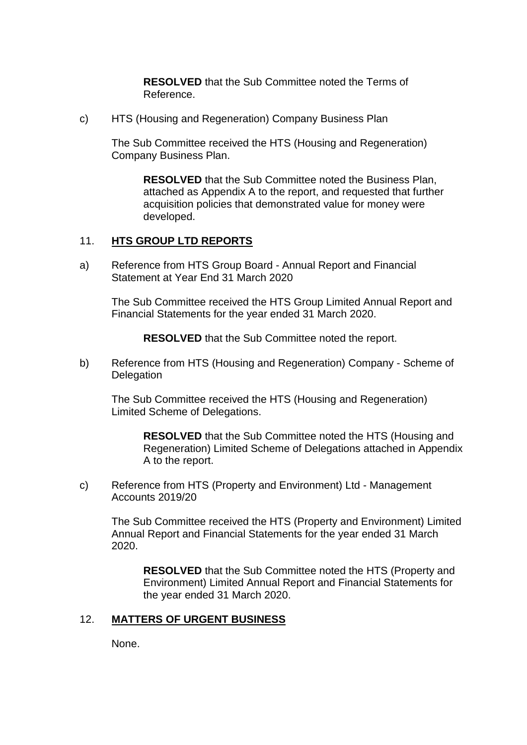**RESOLVED** that the Sub Committee noted the Terms of Reference.

c) HTS (Housing and Regeneration) Company Business Plan

The Sub Committee received the HTS (Housing and Regeneration) Company Business Plan.

**RESOLVED** that the Sub Committee noted the Business Plan, attached as Appendix A to the report, and requested that further acquisition policies that demonstrated value for money were developed.

## 11. **HTS GROUP LTD REPORTS**

a) Reference from HTS Group Board - Annual Report and Financial Statement at Year End 31 March 2020

The Sub Committee received the HTS Group Limited Annual Report and Financial Statements for the year ended 31 March 2020.

**RESOLVED** that the Sub Committee noted the report.

b) Reference from HTS (Housing and Regeneration) Company - Scheme of Delegation

The Sub Committee received the HTS (Housing and Regeneration) Limited Scheme of Delegations.

**RESOLVED** that the Sub Committee noted the HTS (Housing and Regeneration) Limited Scheme of Delegations attached in Appendix A to the report.

c) Reference from HTS (Property and Environment) Ltd - Management Accounts 2019/20

The Sub Committee received the HTS (Property and Environment) Limited Annual Report and Financial Statements for the year ended 31 March 2020.

**RESOLVED** that the Sub Committee noted the HTS (Property and Environment) Limited Annual Report and Financial Statements for the year ended 31 March 2020.

## 12. **MATTERS OF URGENT BUSINESS**

None.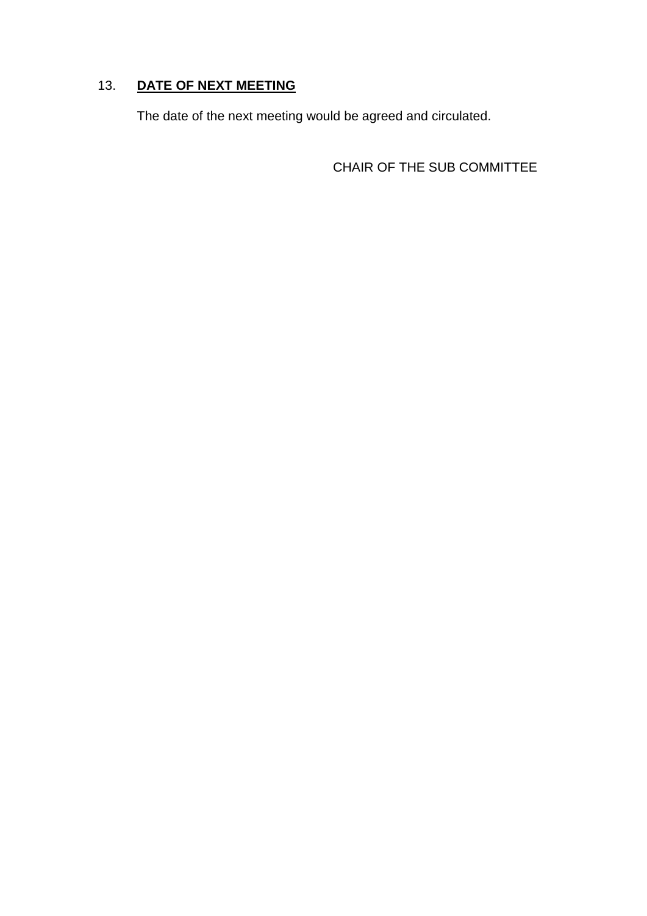13. **<u>DATE OF NEXT MEETING</u>**

The date of the next meeting would be agreed and circulated.

CHAIR OF THE SUB COMMITTEE